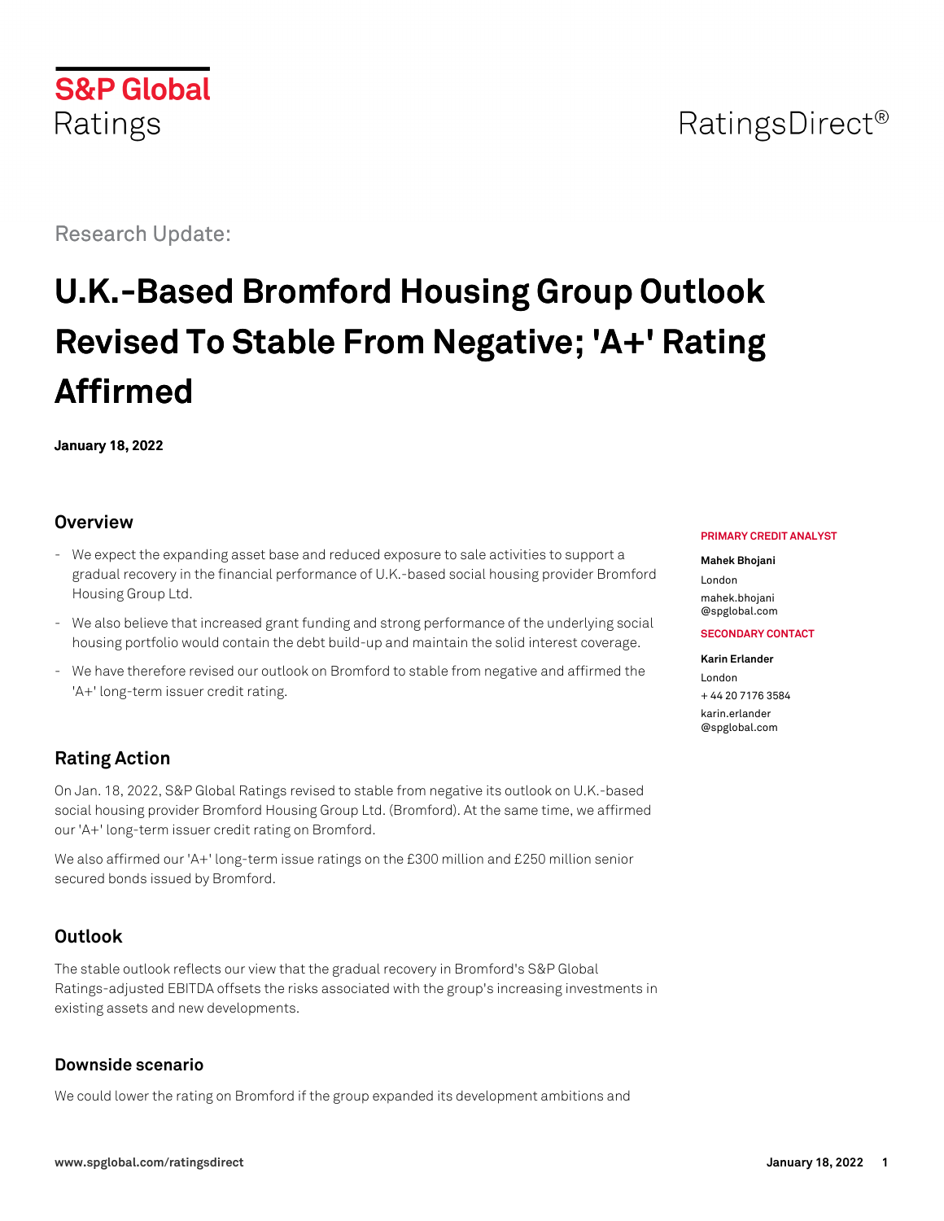S&P Global Ratings

RatingsDirect®

Research Update:

# U.K.-Based Bromford Housing Group Outlook Revised To Stable From Negative; 'A+' Rating Affirmed

**January 18, 2022**

PRIMARY CREDIT ANALYST

**Mahek Bhojani**

London

mahek.bhojani@spglobal.com

SECONDARY CONTACT

**Karin Erlander**

London

+ 44 20 7176 3584

karin.erlander@spglobal.com

## Overview

- We expect the expanding asset base and reduced exposure to sale activities to support a gradual recovery in the financial performance of U.K.-based social housing provider Bromford Housing Group Ltd.
- We also believe that increased grant funding and strong performance of the underlying social housing portfolio would contain the debt build-up and maintain the solid interest coverage.
- We have therefore revised our outlook on Bromford to stable from negative and affirmed the 'A+' long-term issuer credit rating.

## Rating Action

On Jan. 18, 2022, S&P Global Ratings revised to stable from negative its outlook on U.K.-based social housing provider Bromford Housing Group Ltd. (Bromford). At the same time, we affirmed our 'A+' long-term issuer credit rating on Bromford.

We also affirmed our 'A+' long-term issue ratings on the £300 million and £250 million senior secured bonds issued by Bromford.

## Outlook

The stable outlook reflects our view that the gradual recovery in Bromford's S&P Global Ratings-adjusted EBITDA offsets the risks associated with the group's increasing investments in existing assets and new developments.

### Downside scenario

We could lower the rating on Bromford if the group expanded its development ambitions and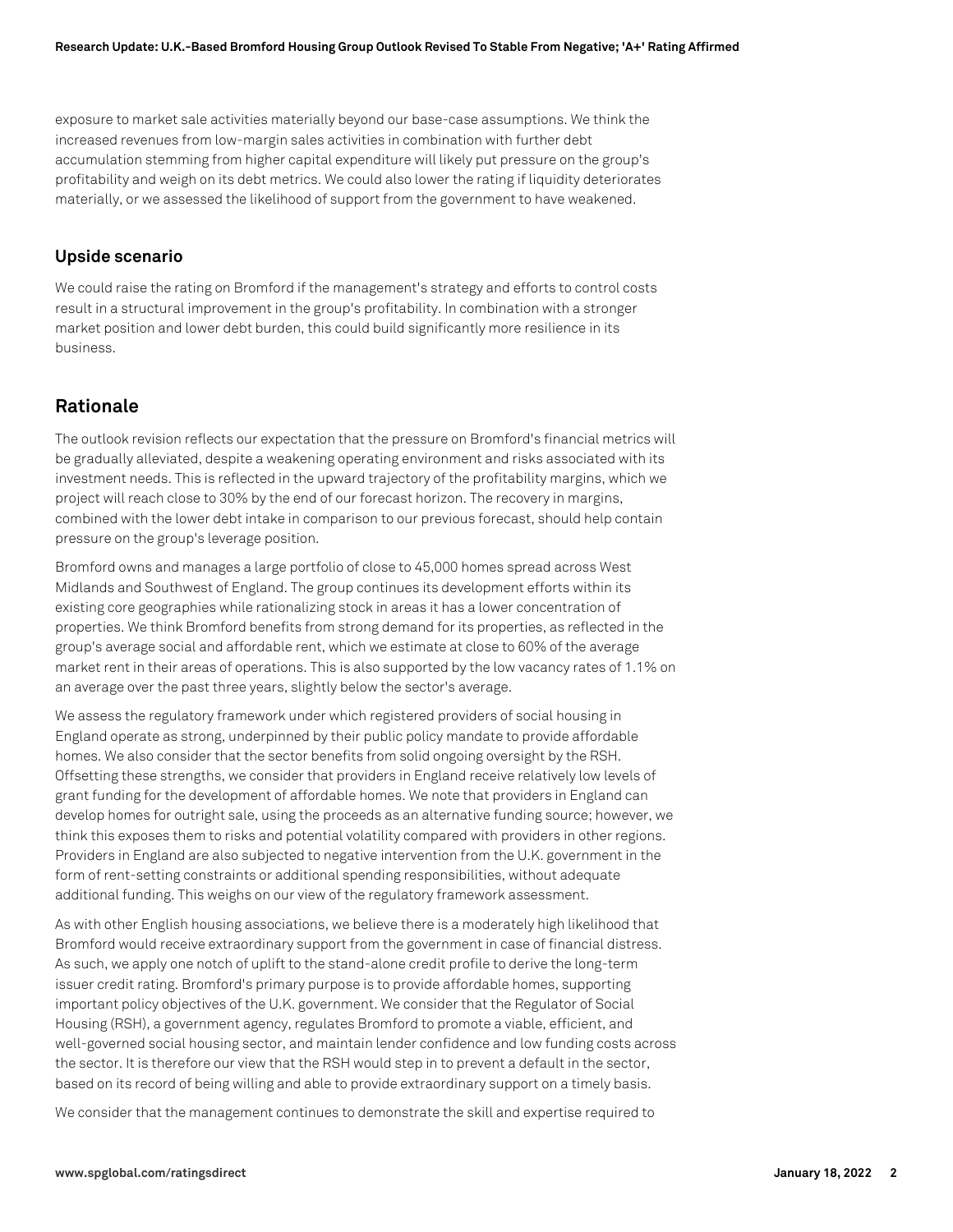exposure to market sale activities materially beyond our base-case assumptions. We think the increased revenues from low-margin sales activities in combination with further debt accumulation stemming from higher capital expenditure will likely put pressure on the group's profitability and weigh on its debt metrics. We could also lower the rating if liquidity deteriorates materially, or we assessed the likelihood of support from the government to have weakened.

### Upside scenario

We could raise the rating on Bromford if the management's strategy and efforts to control costs result in a structural improvement in the group's profitability. In combination with a stronger market position and lower debt burden, this could build significantly more resilience in its business.

## Rationale

The outlook revision reflects our expectation that the pressure on Bromford's financial metrics will be gradually alleviated, despite a weakening operating environment and risks associated with its investment needs. This is reflected in the upward trajectory of the profitability margins, which we project will reach close to 30% by the end of our forecast horizon. The recovery in margins, combined with the lower debt intake in comparison to our previous forecast, should help contain pressure on the group's leverage position.

Bromford owns and manages a large portfolio of close to 45,000 homes spread across West Midlands and Southwest of England. The group continues its development efforts within its existing core geographies while rationalizing stock in areas it has a lower concentration of properties. We think Bromford benefits from strong demand for its properties, as reflected in the group's average social and affordable rent, which we estimate at close to 60% of the average market rent in their areas of operations. This is also supported by the low vacancy rates of 1.1% on an average over the past three years, slightly below the sector's average.

We assess the regulatory framework under which registered providers of social housing in England operate as strong, underpinned by their public policy mandate to provide affordable homes. We also consider that the sector benefits from solid ongoing oversight by the RSH. Offsetting these strengths, we consider that providers in England receive relatively low levels of grant funding for the development of affordable homes. We note that providers in England can develop homes for outright sale, using the proceeds as an alternative funding source; however, we think this exposes them to risks and potential volatility compared with providers in other regions. Providers in England are also subjected to negative intervention from the U.K. government in the form of rent-setting constraints or additional spending responsibilities, without adequate additional funding. This weighs on our view of the regulatory framework assessment.

As with other English housing associations, we believe there is a moderately high likelihood that Bromford would receive extraordinary support from the government in case of financial distress. As such, we apply one notch of uplift to the stand-alone credit profile to derive the long-term issuer credit rating. Bromford's primary purpose is to provide affordable homes, supporting important policy objectives of the U.K. government. We consider that the Regulator of Social Housing (RSH), a government agency, regulates Bromford to promote a viable, efficient, and well-governed social housing sector, and maintain lender confidence and low funding costs across the sector. It is therefore our view that the RSH would step in to prevent a default in the sector, based on its record of being willing and able to provide extraordinary support on a timely basis.

We consider that the management continues to demonstrate the skill and expertise required to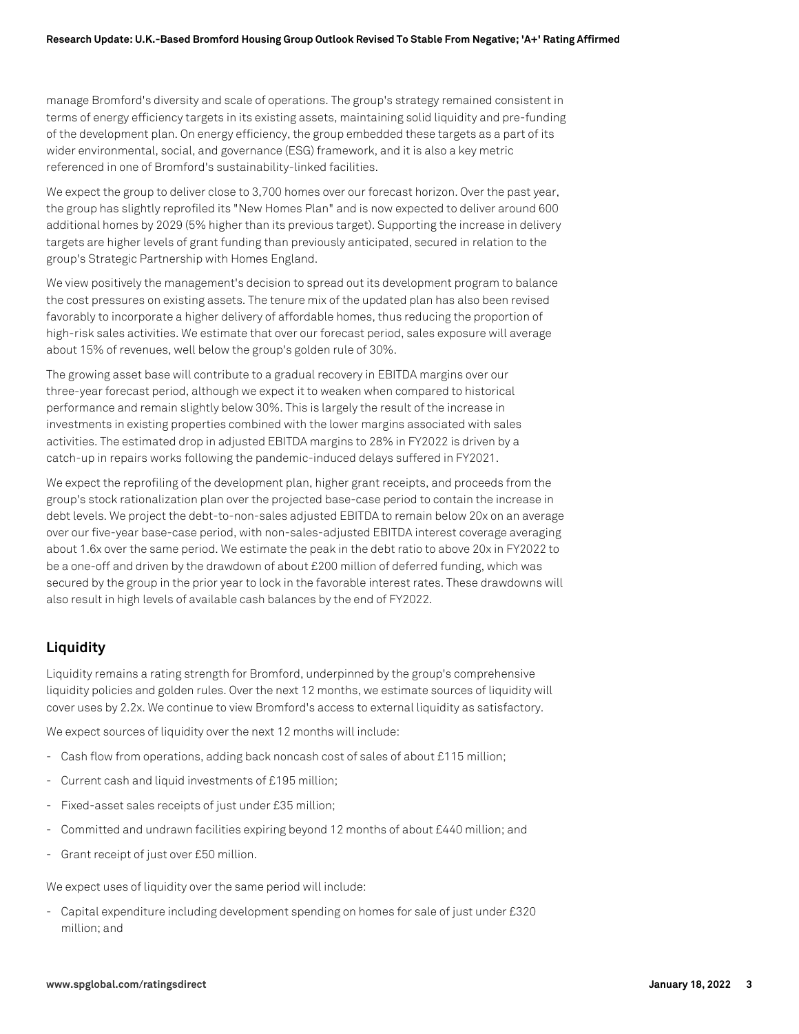manage Bromford's diversity and scale of operations. The group's strategy remained consistent in terms of energy efficiency targets in its existing assets, maintaining solid liquidity and pre-funding of the development plan. On energy efficiency, the group embedded these targets as a part of its wider environmental, social, and governance (ESG) framework, and it is also a key metric referenced in one of Bromford's sustainability-linked facilities.

We expect the group to deliver close to 3,700 homes over our forecast horizon. Over the past year, the group has slightly reprofiled its "New Homes Plan" and is now expected to deliver around 600 additional homes by 2029 (5% higher than its previous target). Supporting the increase in delivery targets are higher levels of grant funding than previously anticipated, secured in relation to the group's Strategic Partnership with Homes England.

We view positively the management's decision to spread out its development program to balance the cost pressures on existing assets. The tenure mix of the updated plan has also been revised favorably to incorporate a higher delivery of affordable homes, thus reducing the proportion of high-risk sales activities. We estimate that over our forecast period, sales exposure will average about 15% of revenues, well below the group's golden rule of 30%.

The growing asset base will contribute to a gradual recovery in EBITDA margins over our three-year forecast period, although we expect it to weaken when compared to historical performance and remain slightly below 30%. This is largely the result of the increase in investments in existing properties combined with the lower margins associated with sales activities. The estimated drop in adjusted EBITDA margins to 28% in FY2022 is driven by a catch-up in repairs works following the pandemic-induced delays suffered in FY2021.

We expect the reprofiling of the development plan, higher grant receipts, and proceeds from the group's stock rationalization plan over the projected base-case period to contain the increase in debt levels. We project the debt-to-non-sales adjusted EBITDA to remain below 20x on an average over our five-year base-case period, with non-sales-adjusted EBITDA interest coverage averaging about 1.6x over the same period. We estimate the peak in the debt ratio to above 20x in FY2022 to be a one-off and driven by the drawdown of about £200 million of deferred funding, which was secured by the group in the prior year to lock in the favorable interest rates. These drawdowns will also result in high levels of available cash balances by the end of FY2022.

## Liquidity

Liquidity remains a rating strength for Bromford, underpinned by the group's comprehensive liquidity policies and golden rules. Over the next 12 months, we estimate sources of liquidity will cover uses by 2.2x. We continue to view Bromford's access to external liquidity as satisfactory.

We expect sources of liquidity over the next 12 months will include:

- Cash flow from operations, adding back noncash cost of sales of about £115 million;
- Current cash and liquid investments of £195 million;
- Fixed-asset sales receipts of just under £35 million;
- Committed and undrawn facilities expiring beyond 12 months of about £440 million; and
- Grant receipt of just over £50 million.

We expect uses of liquidity over the same period will include:

- Capital expenditure including development spending on homes for sale of just under £320 million; and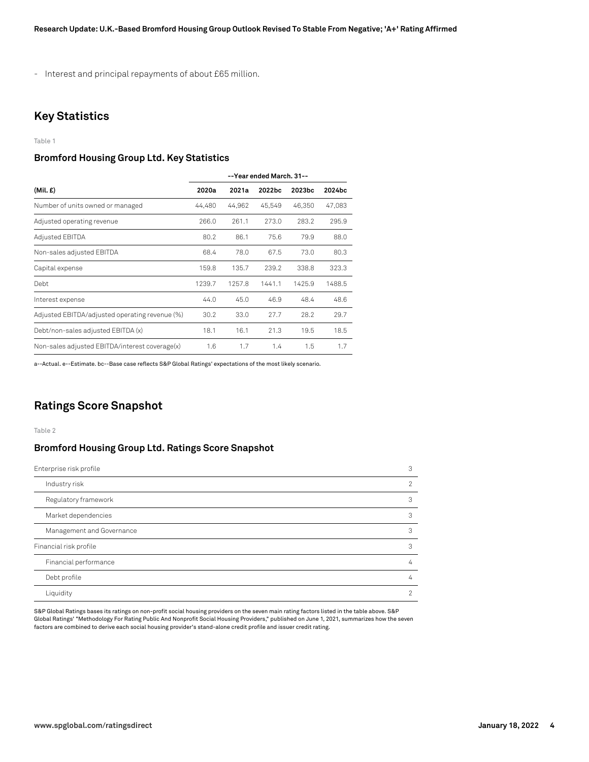- Interest and principal repayments of about £65 million.

## Key Statistics

Table 1

### Bromford Housing Group Ltd. Key Statistics

| | --Year ended March. 31-- | | | | |
|---|---|---|---|---|---|
| (Mil. £) | 2020a | 2021a | 2022bc | 2023bc | 2024bc |
| Number of units owned or managed | 44,480 | 44,962 | 45,549 | 46,350 | 47,083 |
| Adjusted operating revenue | 266.0 | 261.1 | 273.0 | 283.2 | 295.9 |
| Adjusted EBITDA | 80.2 | 86.1 | 75.6 | 79.9 | 88.0 |
| Non-sales adjusted EBITDA | 68.4 | 78.0 | 67.5 | 73.0 | 80.3 |
| Capital expense | 159.8 | 135.7 | 239.2 | 338.8 | 323.3 |
| Debt | 1239.7 | 1257.8 | 1441.1 | 1425.9 | 1488.5 |
| Interest expense | 44.0 | 45.0 | 46.9 | 48.4 | 48.6 |
| Adjusted EBITDA/adjusted operating revenue (%) | 30.2 | 33.0 | 27.7 | 28.2 | 29.7 |
| Debt/non-sales adjusted EBITDA (x) | 18.1 | 16.1 | 21.3 | 19.5 | 18.5 |
| Non-sales adjusted EBITDA/interest coverage(x) | 1.6 | 1.7 | 1.4 | 1.5 | 1.7 |

a--Actual. e--Estimate. bc--Base case reflects S&P Global Ratings' expectations of the most likely scenario.

## Ratings Score Snapshot

Table 2

### Bromford Housing Group Ltd. Ratings Score Snapshot

| | |
|---|---|
| Enterprise risk profile | 3 |
| Industry risk | 2 |
| Regulatory framework | 3 |
| Market dependencies | 3 |
| Management and Governance | 3 |
| Financial risk profile | 3 |
| Financial performance | 4 |
| Debt profile | 4 |
| Liquidity | 2 |

S&P Global Ratings bases its ratings on non-profit social housing providers on the seven main rating factors listed in the table above. S&P Global Ratings' "Methodology For Rating Public And Nonprofit Social Housing Providers," published on June 1, 2021, summarizes how the seven factors are combined to derive each social housing provider's stand-alone credit profile and issuer credit rating.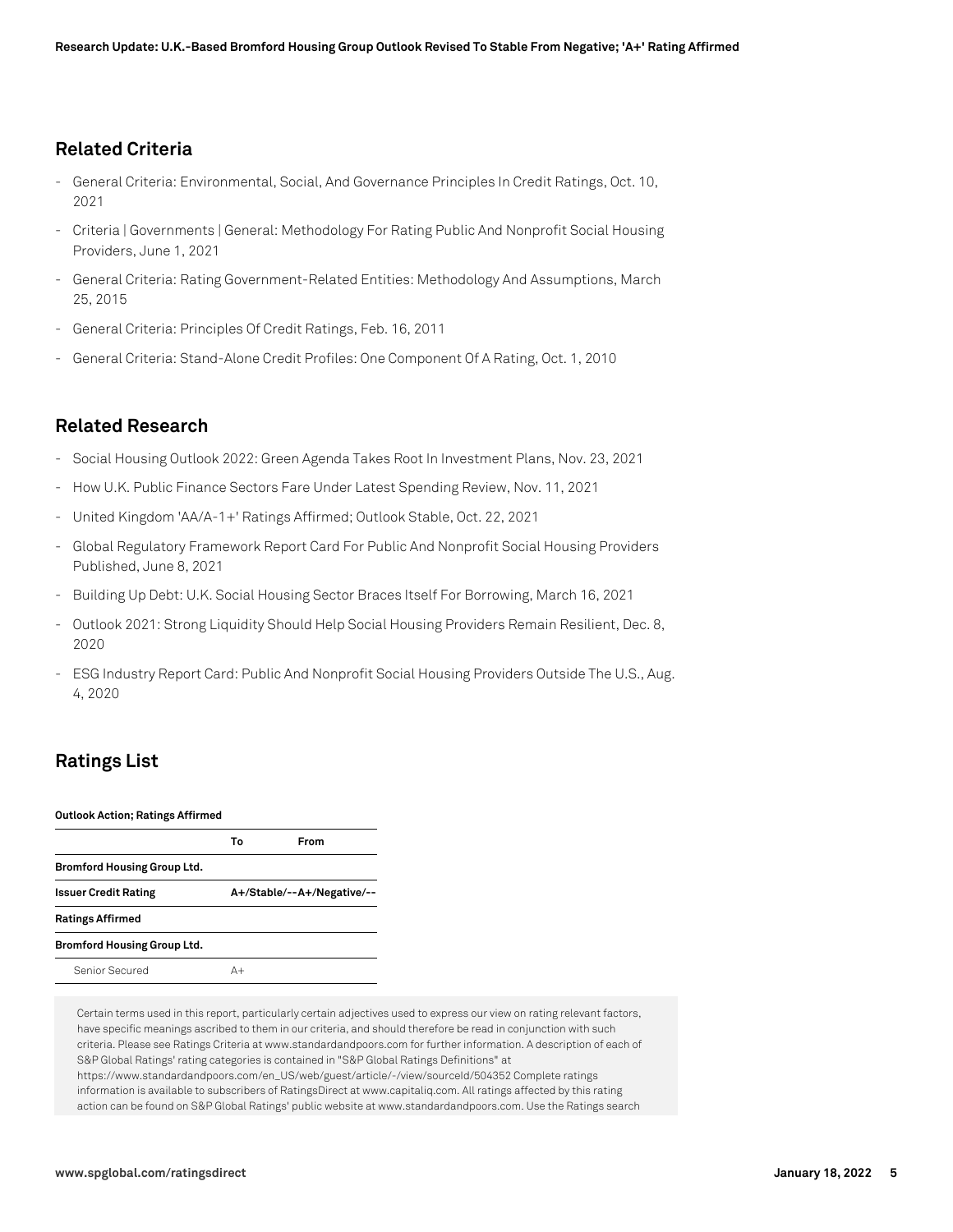## Related Criteria

- General Criteria: Environmental, Social, And Governance Principles In Credit Ratings, Oct. 10, 2021
- Criteria | Governments | General: Methodology For Rating Public And Nonprofit Social Housing Providers, June 1, 2021
- General Criteria: Rating Government-Related Entities: Methodology And Assumptions, March 25, 2015
- General Criteria: Principles Of Credit Ratings, Feb. 16, 2011
- General Criteria: Stand-Alone Credit Profiles: One Component Of A Rating, Oct. 1, 2010

## Related Research

- Social Housing Outlook 2022: Green Agenda Takes Root In Investment Plans, Nov. 23, 2021
- How U.K. Public Finance Sectors Fare Under Latest Spending Review, Nov. 11, 2021
- United Kingdom 'AA/A-1+' Ratings Affirmed; Outlook Stable, Oct. 22, 2021
- Global Regulatory Framework Report Card For Public And Nonprofit Social Housing Providers Published, June 8, 2021
- Building Up Debt: U.K. Social Housing Sector Braces Itself For Borrowing, March 16, 2021
- Outlook 2021: Strong Liquidity Should Help Social Housing Providers Remain Resilient, Dec. 8, 2020
- ESG Industry Report Card: Public And Nonprofit Social Housing Providers Outside The U.S., Aug. 4, 2020

## Ratings List

**Outlook Action; Ratings Affirmed**

| | To | From |
|---|---|---|
| **Bromford Housing Group Ltd.** | | |
| **Issuer Credit Rating** | A+/Stable/-- | A+/Negative/-- |
| **Ratings Affirmed** | | |
| **Bromford Housing Group Ltd.** | | |
| Senior Secured | A+ | |

Certain terms used in this report, particularly certain adjectives used to express our view on rating relevant factors, have specific meanings ascribed to them in our criteria, and should therefore be read in conjunction with such criteria. Please see Ratings Criteria at www.standardandpoors.com for further information. A description of each of S&P Global Ratings' rating categories is contained in "S&P Global Ratings Definitions" at https://www.standardandpoors.com/en_US/web/guest/article/-/view/sourceId/504352 Complete ratings information is available to subscribers of RatingsDirect at www.capitaliq.com. All ratings affected by this rating action can be found on S&P Global Ratings' public website at www.standardandpoors.com. Use the Ratings search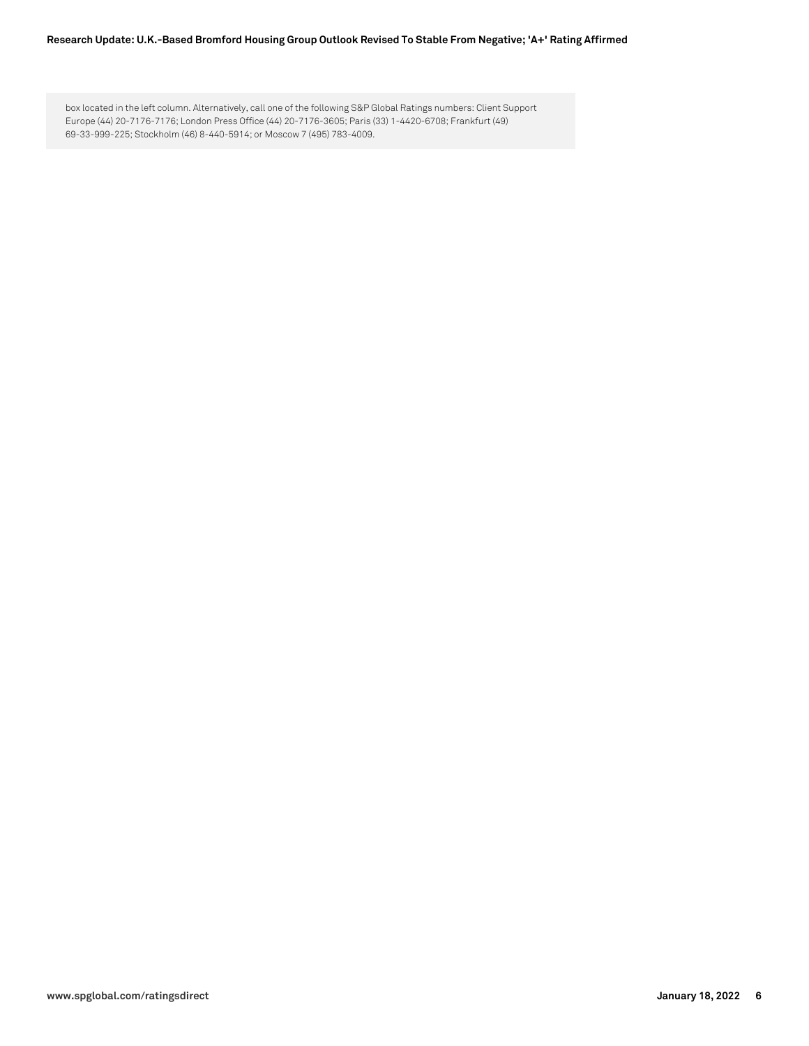box located in the left column. Alternatively, call one of the following S&P Global Ratings numbers: Client Support Europe (44) 20-7176-7176; London Press Office (44) 20-7176-3605; Paris (33) 1-4420-6708; Frankfurt (49) 69-33-999-225; Stockholm (46) 8-440-5914; or Moscow 7 (495) 783-4009.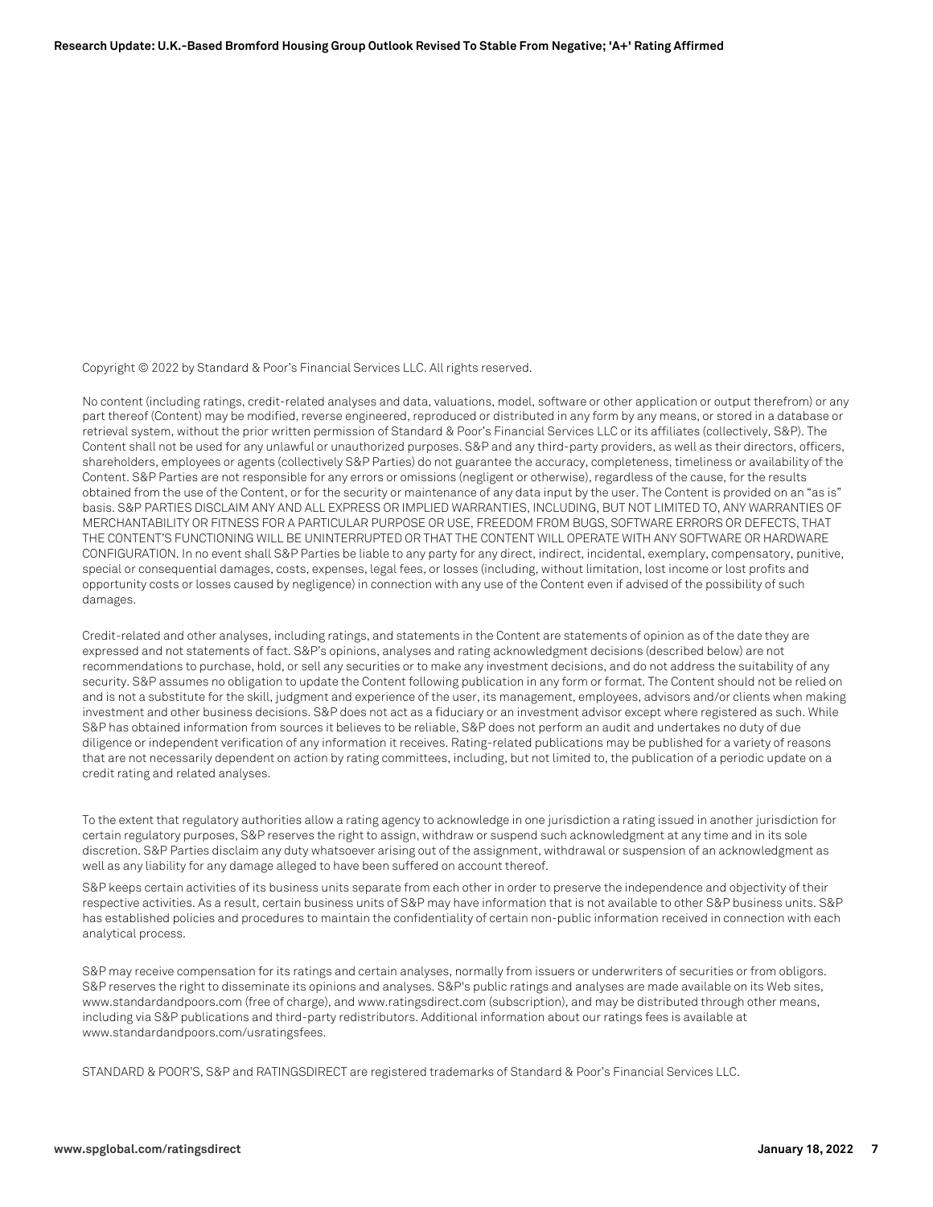Copyright © 2022 by Standard & Poor's Financial Services LLC. All rights reserved.

No content (including ratings, credit-related analyses and data, valuations, model, software or other application or output therefrom) or any part thereof (Content) may be modified, reverse engineered, reproduced or distributed in any form by any means, or stored in a database or retrieval system, without the prior written permission of Standard & Poor's Financial Services LLC or its affiliates (collectively, S&P). The Content shall not be used for any unlawful or unauthorized purposes. S&P and any third-party providers, as well as their directors, officers, shareholders, employees or agents (collectively S&P Parties) do not guarantee the accuracy, completeness, timeliness or availability of the Content. S&P Parties are not responsible for any errors or omissions (negligent or otherwise), regardless of the cause, for the results obtained from the use of the Content, or for the security or maintenance of any data input by the user. The Content is provided on an "as is" basis. S&P PARTIES DISCLAIM ANY AND ALL EXPRESS OR IMPLIED WARRANTIES, INCLUDING, BUT NOT LIMITED TO, ANY WARRANTIES OF MERCHANTABILITY OR FITNESS FOR A PARTICULAR PURPOSE OR USE, FREEDOM FROM BUGS, SOFTWARE ERRORS OR DEFECTS, THAT THE CONTENT'S FUNCTIONING WILL BE UNINTERRUPTED OR THAT THE CONTENT WILL OPERATE WITH ANY SOFTWARE OR HARDWARE CONFIGURATION. In no event shall S&P Parties be liable to any party for any direct, indirect, incidental, exemplary, compensatory, punitive, special or consequential damages, costs, expenses, legal fees, or losses (including, without limitation, lost income or lost profits and opportunity costs or losses caused by negligence) in connection with any use of the Content even if advised of the possibility of such damages.

Credit-related and other analyses, including ratings, and statements in the Content are statements of opinion as of the date they are expressed and not statements of fact. S&P's opinions, analyses and rating acknowledgment decisions (described below) are not recommendations to purchase, hold, or sell any securities or to make any investment decisions, and do not address the suitability of any security. S&P assumes no obligation to update the Content following publication in any form or format. The Content should not be relied on and is not a substitute for the skill, judgment and experience of the user, its management, employees, advisors and/or clients when making investment and other business decisions. S&P does not act as a fiduciary or an investment advisor except where registered as such. While S&P has obtained information from sources it believes to be reliable, S&P does not perform an audit and undertakes no duty of due diligence or independent verification of any information it receives. Rating-related publications may be published for a variety of reasons that are not necessarily dependent on action by rating committees, including, but not limited to, the publication of a periodic update on a credit rating and related analyses.

To the extent that regulatory authorities allow a rating agency to acknowledge in one jurisdiction a rating issued in another jurisdiction for certain regulatory purposes, S&P reserves the right to assign, withdraw or suspend such acknowledgment at any time and in its sole discretion. S&P Parties disclaim any duty whatsoever arising out of the assignment, withdrawal or suspension of an acknowledgment as well as any liability for any damage alleged to have been suffered on account thereof.

S&P keeps certain activities of its business units separate from each other in order to preserve the independence and objectivity of their respective activities. As a result, certain business units of S&P may have information that is not available to other S&P business units. S&P has established policies and procedures to maintain the confidentiality of certain non-public information received in connection with each analytical process.

S&P may receive compensation for its ratings and certain analyses, normally from issuers or underwriters of securities or from obligors. S&P reserves the right to disseminate its opinions and analyses. S&P's public ratings and analyses are made available on its Web sites, www.standardandpoors.com (free of charge), and www.ratingsdirect.com (subscription), and may be distributed through other means, including via S&P publications and third-party redistributors. Additional information about our ratings fees is available at www.standardandpoors.com/usratingsfees.

STANDARD & POOR'S, S&P and RATINGSDIRECT are registered trademarks of Standard & Poor's Financial Services LLC.